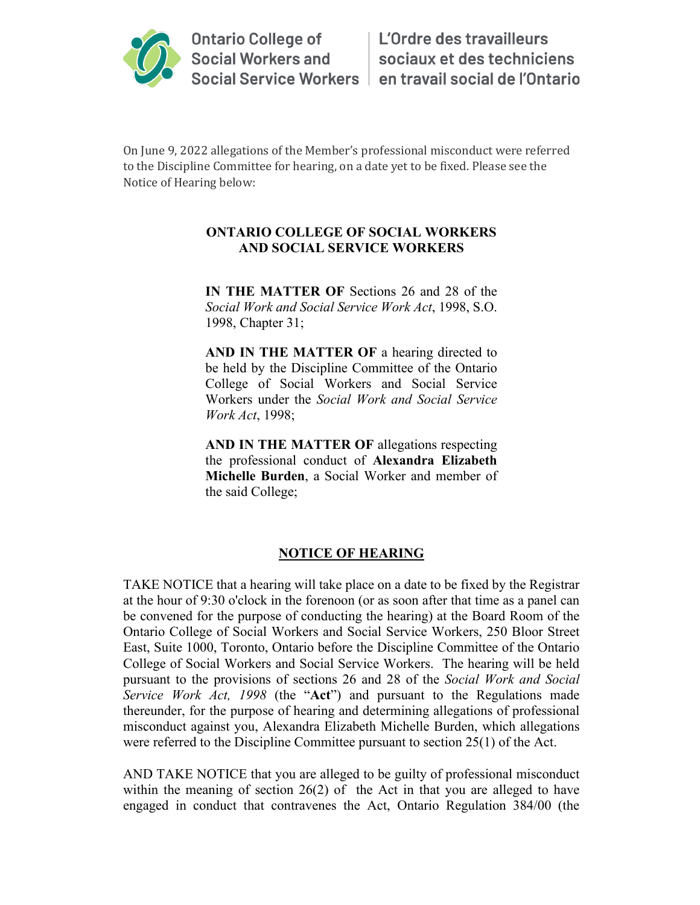Ontario College of Social Workers and Social Service Workers | L'Ordre des travailleurs sociaux et des techniciens en travail social de l'Ontario

On June 9, 2022 allegations of the Member's professional misconduct were referred to the Discipline Committee for hearing, on a date yet to be fixed. Please see the Notice of Hearing below:

**ONTARIO COLLEGE OF SOCIAL WORKERS AND SOCIAL SERVICE WORKERS**

**IN THE MATTER OF** Sections 26 and 28 of the *Social Work and Social Service Work Act*, 1998, S.O. 1998, Chapter 31;

**AND IN THE MATTER OF** a hearing directed to be held by the Discipline Committee of the Ontario College of Social Workers and Social Service Workers under the *Social Work and Social Service Work Act*, 1998;

**AND IN THE MATTER OF** allegations respecting the professional conduct of **Alexandra Elizabeth Michelle Burden**, a Social Worker and member of the said College;

## NOTICE OF HEARING

TAKE NOTICE that a hearing will take place on a date to be fixed by the Registrar at the hour of 9:30 o'clock in the forenoon (or as soon after that time as a panel can be convened for the purpose of conducting the hearing) at the Board Room of the Ontario College of Social Workers and Social Service Workers, 250 Bloor Street East, Suite 1000, Toronto, Ontario before the Discipline Committee of the Ontario College of Social Workers and Social Service Workers. The hearing will be held pursuant to the provisions of sections 26 and 28 of the *Social Work and Social Service Work Act, 1998* (the "**Act**") and pursuant to the Regulations made thereunder, for the purpose of hearing and determining allegations of professional misconduct against you, Alexandra Elizabeth Michelle Burden, which allegations were referred to the Discipline Committee pursuant to section 25(1) of the Act.

AND TAKE NOTICE that you are alleged to be guilty of professional misconduct within the meaning of section 26(2) of the Act in that you are alleged to have engaged in conduct that contravenes the Act, Ontario Regulation 384/00 (the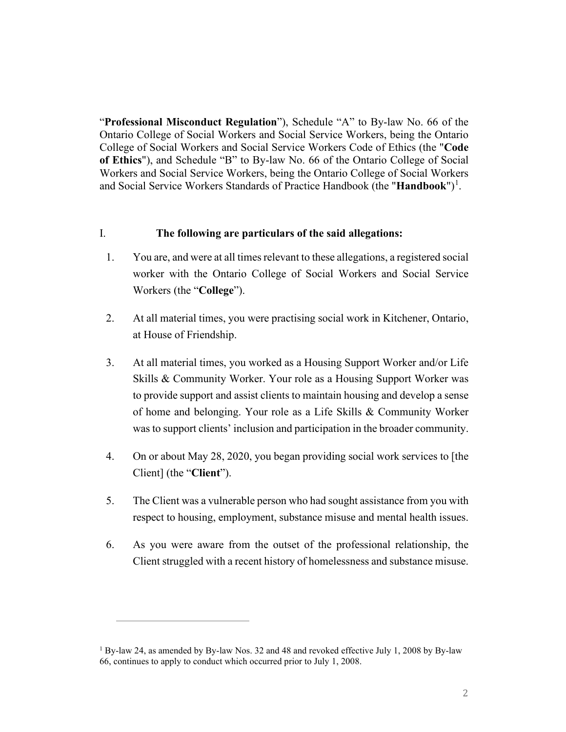"**Professional Misconduct Regulation**"), Schedule "A" to By-law No. 66 of the Ontario College of Social Workers and Social Service Workers, being the Ontario College of Social Workers and Social Service Workers Code of Ethics (the "**Code of Ethics**"), and Schedule "B" to By-law No. 66 of the Ontario College of Social Workers and Social Service Workers, being the Ontario College of Social Workers and Social Service Workers Standards of Practice Handbook (the "**Handbook**")[1].

I. **The following are particulars of the said allegations:**

1. You are, and were at all times relevant to these allegations, a registered social worker with the Ontario College of Social Workers and Social Service Workers (the "**College**").

2. At all material times, you were practising social work in Kitchener, Ontario, at House of Friendship.

3. At all material times, you worked as a Housing Support Worker and/or Life Skills & Community Worker. Your role as a Housing Support Worker was to provide support and assist clients to maintain housing and develop a sense of home and belonging. Your role as a Life Skills & Community Worker was to support clients' inclusion and participation in the broader community.

4. On or about May 28, 2020, you began providing social work services to [the Client] (the "**Client**").

5. The Client was a vulnerable person who had sought assistance from you with respect to housing, employment, substance misuse and mental health issues.

6. As you were aware from the outset of the professional relationship, the Client struggled with a recent history of homelessness and substance misuse.

---

[1] By-law 24, as amended by By-law Nos. 32 and 48 and revoked effective July 1, 2008 by By-law 66, continues to apply to conduct which occurred prior to July 1, 2008.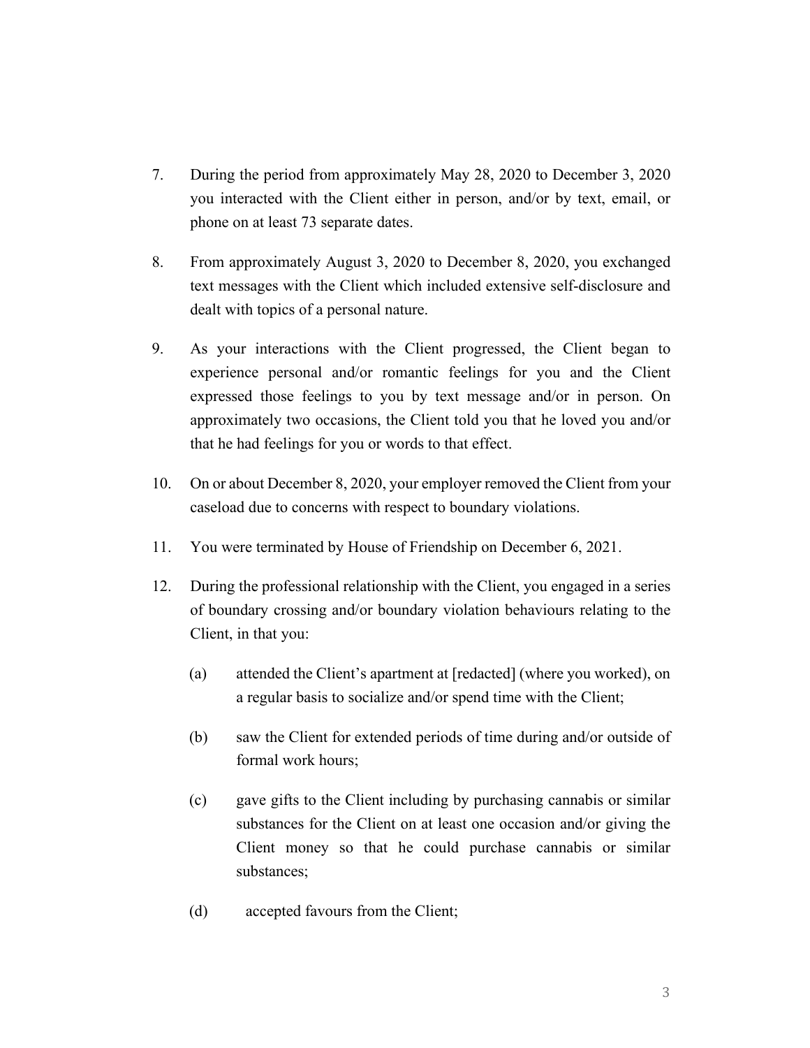7. During the period from approximately May 28, 2020 to December 3, 2020 you interacted with the Client either in person, and/or by text, email, or phone on at least 73 separate dates.

8. From approximately August 3, 2020 to December 8, 2020, you exchanged text messages with the Client which included extensive self-disclosure and dealt with topics of a personal nature.

9. As your interactions with the Client progressed, the Client began to experience personal and/or romantic feelings for you and the Client expressed those feelings to you by text message and/or in person. On approximately two occasions, the Client told you that he loved you and/or that he had feelings for you or words to that effect.

10. On or about December 8, 2020, your employer removed the Client from your caseload due to concerns with respect to boundary violations.

11. You were terminated by House of Friendship on December 6, 2021.

12. During the professional relationship with the Client, you engaged in a series of boundary crossing and/or boundary violation behaviours relating to the Client, in that you:

    (a) attended the Client's apartment at [redacted] (where you worked), on a regular basis to socialize and/or spend time with the Client;

    (b) saw the Client for extended periods of time during and/or outside of formal work hours;

    (c) gave gifts to the Client including by purchasing cannabis or similar substances for the Client on at least one occasion and/or giving the Client money so that he could purchase cannabis or similar substances;

    (d) accepted favours from the Client;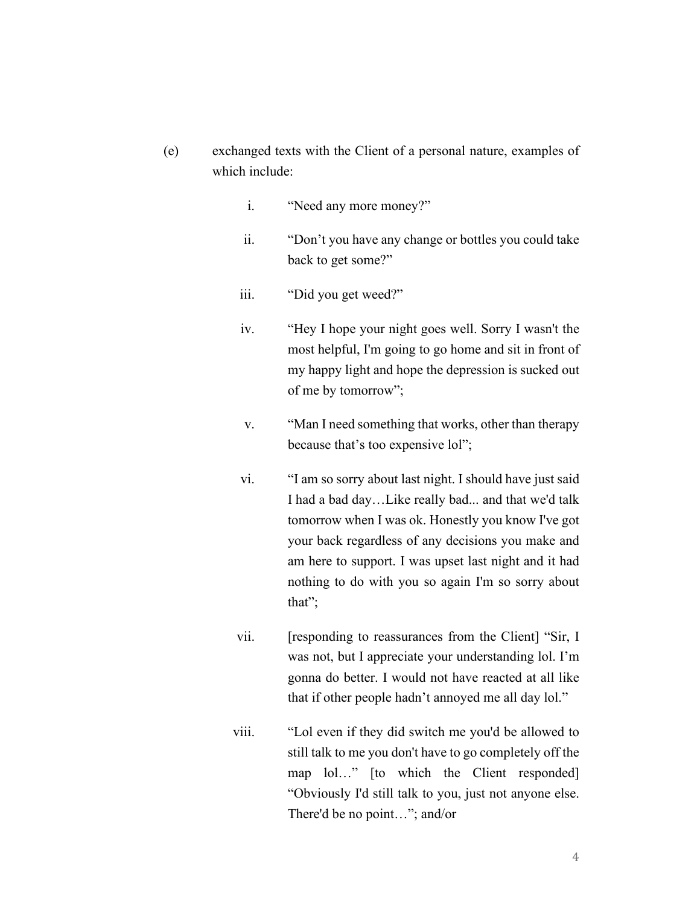(e) exchanged texts with the Client of a personal nature, examples of which include:

   i. "Need any more money?"

   ii. "Don't you have any change or bottles you could take back to get some?"

   iii. "Did you get weed?"

   iv. "Hey I hope your night goes well. Sorry I wasn't the most helpful, I'm going to go home and sit in front of my happy light and hope the depression is sucked out of me by tomorrow";

   v. "Man I need something that works, other than therapy because that's too expensive lol";

   vi. "I am so sorry about last night. I should have just said I had a bad day…Like really bad... and that we'd talk tomorrow when I was ok. Honestly you know I've got your back regardless of any decisions you make and am here to support. I was upset last night and it had nothing to do with you so again I'm so sorry about that";

   vii. [responding to reassurances from the Client] "Sir, I was not, but I appreciate your understanding lol. I'm gonna do better. I would not have reacted at all like that if other people hadn't annoyed me all day lol."

   viii. "Lol even if they did switch me you'd be allowed to still talk to me you don't have to go completely off the map lol…" [to which the Client responded] "Obviously I'd still talk to you, just not anyone else. There'd be no point…"; and/or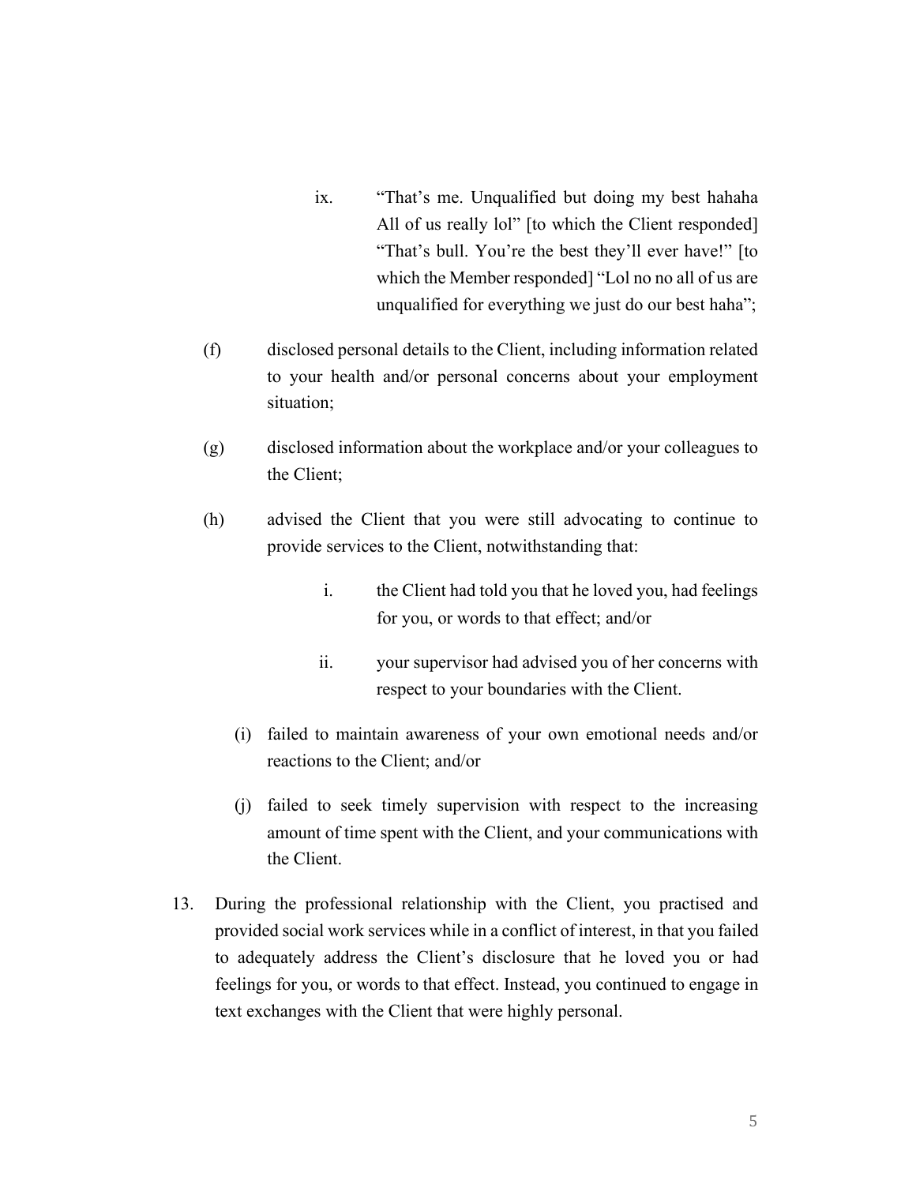ix. “That’s me. Unqualified but doing my best hahaha All of us really lol” [to which the Client responded] “That’s bull. You’re the best they’ll ever have!” [to which the Member responded] “Lol no no all of us are unqualified for everything we just do our best haha”;

(f) disclosed personal details to the Client, including information related to your health and/or personal concerns about your employment situation;

(g) disclosed information about the workplace and/or your colleagues to the Client;

(h) advised the Client that you were still advocating to continue to provide services to the Client, notwithstanding that:

i. the Client had told you that he loved you, had feelings for you, or words to that effect; and/or

ii. your supervisor had advised you of her concerns with respect to your boundaries with the Client.

(i) failed to maintain awareness of your own emotional needs and/or reactions to the Client; and/or

(j) failed to seek timely supervision with respect to the increasing amount of time spent with the Client, and your communications with the Client.

13. During the professional relationship with the Client, you practised and provided social work services while in a conflict of interest, in that you failed to adequately address the Client’s disclosure that he loved you or had feelings for you, or words to that effect. Instead, you continued to engage in text exchanges with the Client that were highly personal.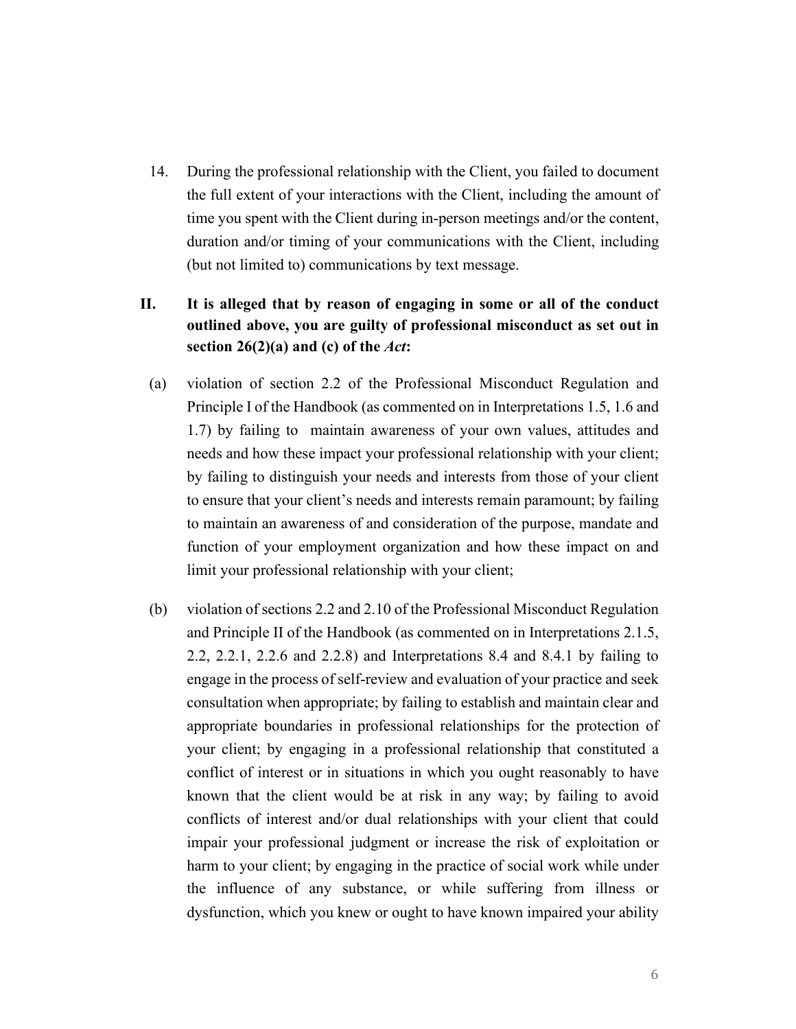14. During the professional relationship with the Client, you failed to document the full extent of your interactions with the Client, including the amount of time you spent with the Client during in-person meetings and/or the content, duration and/or timing of your communications with the Client, including (but not limited to) communications by text message.

**II. It is alleged that by reason of engaging in some or all of the conduct outlined above, you are guilty of professional misconduct as set out in section 26(2)(a) and (c) of the *Act*:**

(a) violation of section 2.2 of the Professional Misconduct Regulation and Principle I of the Handbook (as commented on in Interpretations 1.5, 1.6 and 1.7) by failing to maintain awareness of your own values, attitudes and needs and how these impact your professional relationship with your client; by failing to distinguish your needs and interests from those of your client to ensure that your client's needs and interests remain paramount; by failing to maintain an awareness of and consideration of the purpose, mandate and function of your employment organization and how these impact on and limit your professional relationship with your client;

(b) violation of sections 2.2 and 2.10 of the Professional Misconduct Regulation and Principle II of the Handbook (as commented on in Interpretations 2.1.5, 2.2, 2.2.1, 2.2.6 and 2.2.8) and Interpretations 8.4 and 8.4.1 by failing to engage in the process of self-review and evaluation of your practice and seek consultation when appropriate; by failing to establish and maintain clear and appropriate boundaries in professional relationships for the protection of your client; by engaging in a professional relationship that constituted a conflict of interest or in situations in which you ought reasonably to have known that the client would be at risk in any way; by failing to avoid conflicts of interest and/or dual relationships with your client that could impair your professional judgment or increase the risk of exploitation or harm to your client; by engaging in the practice of social work while under the influence of any substance, or while suffering from illness or dysfunction, which you knew or ought to have known impaired your ability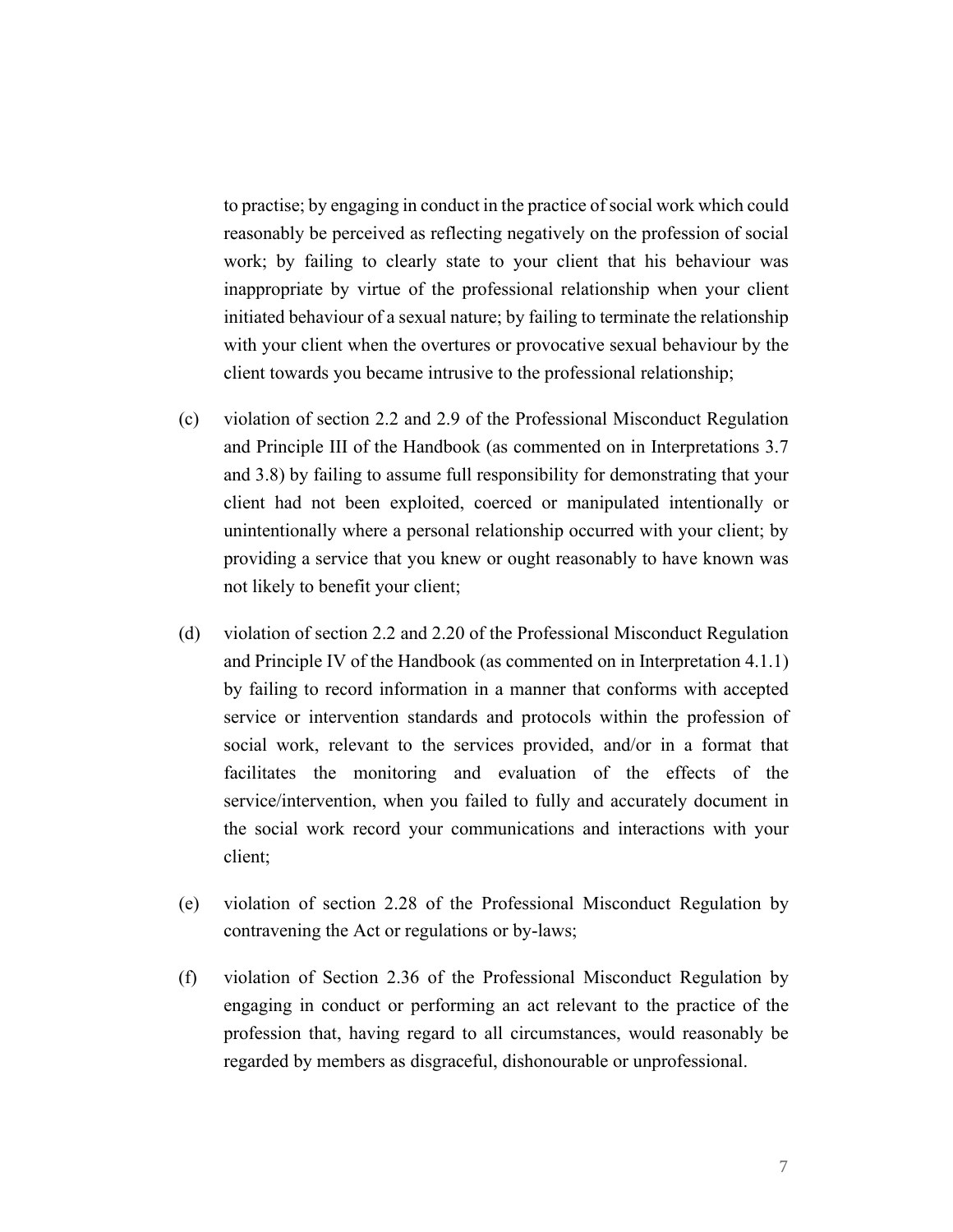to practise; by engaging in conduct in the practice of social work which could reasonably be perceived as reflecting negatively on the profession of social work; by failing to clearly state to your client that his behaviour was inappropriate by virtue of the professional relationship when your client initiated behaviour of a sexual nature; by failing to terminate the relationship with your client when the overtures or provocative sexual behaviour by the client towards you became intrusive to the professional relationship;

(c) violation of section 2.2 and 2.9 of the Professional Misconduct Regulation and Principle III of the Handbook (as commented on in Interpretations 3.7 and 3.8) by failing to assume full responsibility for demonstrating that your client had not been exploited, coerced or manipulated intentionally or unintentionally where a personal relationship occurred with your client; by providing a service that you knew or ought reasonably to have known was not likely to benefit your client;

(d) violation of section 2.2 and 2.20 of the Professional Misconduct Regulation and Principle IV of the Handbook (as commented on in Interpretation 4.1.1) by failing to record information in a manner that conforms with accepted service or intervention standards and protocols within the profession of social work, relevant to the services provided, and/or in a format that facilitates the monitoring and evaluation of the effects of the service/intervention, when you failed to fully and accurately document in the social work record your communications and interactions with your client;

(e) violation of section 2.28 of the Professional Misconduct Regulation by contravening the Act or regulations or by-laws;

(f) violation of Section 2.36 of the Professional Misconduct Regulation by engaging in conduct or performing an act relevant to the practice of the profession that, having regard to all circumstances, would reasonably be regarded by members as disgraceful, dishonourable or unprofessional.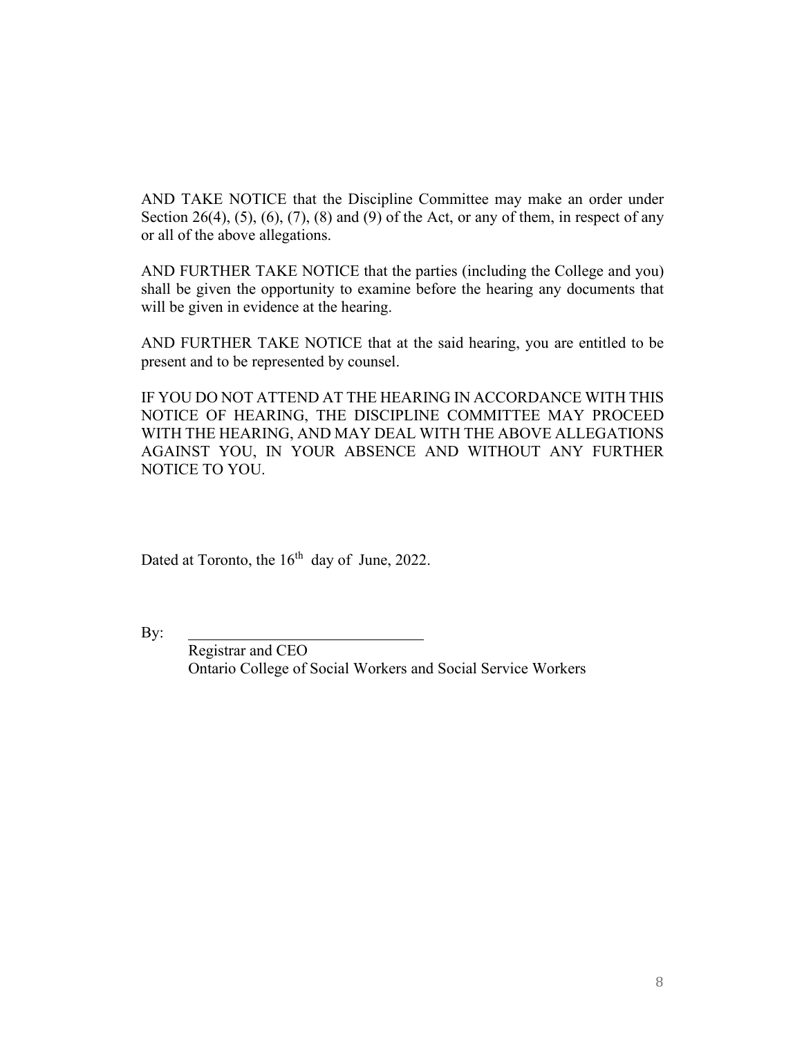AND TAKE NOTICE that the Discipline Committee may make an order under Section 26(4), (5), (6), (7), (8) and (9) of the Act, or any of them, in respect of any or all of the above allegations.

AND FURTHER TAKE NOTICE that the parties (including the College and you) shall be given the opportunity to examine before the hearing any documents that will be given in evidence at the hearing.

AND FURTHER TAKE NOTICE that at the said hearing, you are entitled to be present and to be represented by counsel.

IF YOU DO NOT ATTEND AT THE HEARING IN ACCORDANCE WITH THIS NOTICE OF HEARING, THE DISCIPLINE COMMITTEE MAY PROCEED WITH THE HEARING, AND MAY DEAL WITH THE ABOVE ALLEGATIONS AGAINST YOU, IN YOUR ABSENCE AND WITHOUT ANY FURTHER NOTICE TO YOU.

Dated at Toronto, the 16th day of June, 2022.

By: ______________________________

Registrar and CEO
Ontario College of Social Workers and Social Service Workers